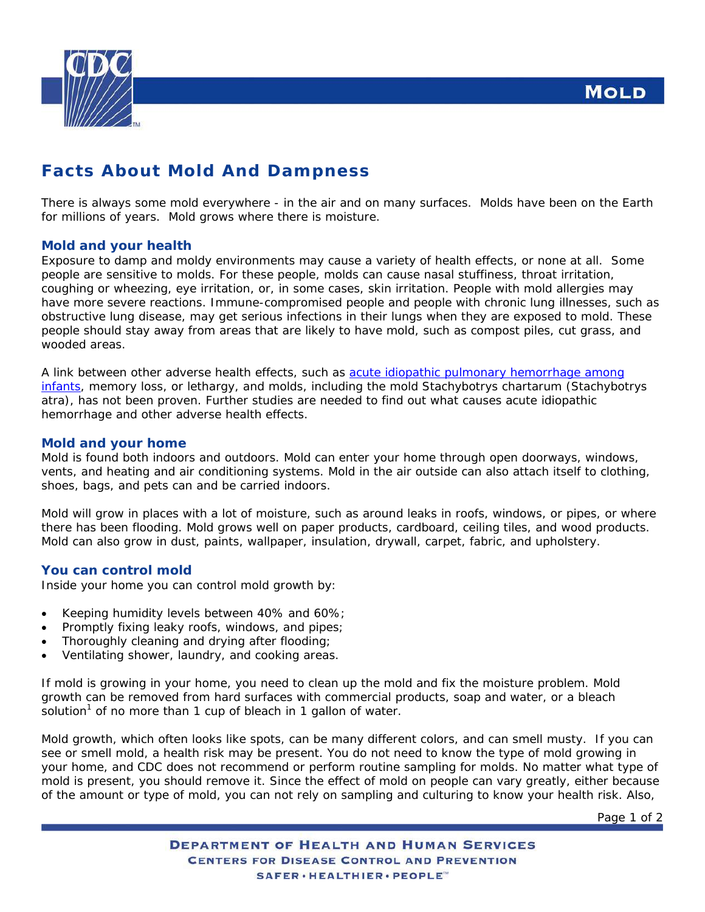# Facts About Mold And Dampness

There is always some mold everywhere - in the air and on many surfaces. Molds have been on the Earth for millions of years. Mold grows where there is moisture.

## Mold and your health

Exposure to damp and moldy environments may cause a variety of health effects, or none at all. Some people are sensitive to molds. For these people, molds can cause nasal stuffiness, throat irritation, coughing or wheezing, eye irritation, or, in some cases, skin irritation. People with mold allergies may have more severe reactions. Immune-compromised people and people with chronic lung illnesses, such as obstructive lung disease, may get serious infections in their lungs when they are exposed to mold. These people should stay away from areas that are likely to have mold, such as compost piles, cut grass, and wooded areas.

A link between other adverse health effects, such as acute idiopathic pulmonary hemorrhage among infants, memory loss, or lethargy, and molds, including the mold Stachybotrys chartarum (Stachybotrys atra), has not been proven. Further studies are needed to find out what causes acute idiopathic hemorrhage and other adverse health effects.

## Mold and your home

Mold is found both indoors and outdoors. Mold can enter your home through open doorways, windows, vents, and heating and air conditioning systems. Mold in the air outside can also attach itself to clothing, shoes, bags, and pets can and be carried indoors.

Mold will grow in places with a lot of moisture, such as around leaks in roofs, windows, or pipes, or where there has been flooding. Mold grows well on paper products, cardboard, ceiling tiles, and wood products. Mold can also grow in dust, paints, wallpaper, insulation, drywall, carpet, fabric, and upholstery.

## You can control mold

Inside your home you can control mold growth by:

- Keeping humidity levels between 40% and 60%;
- Promptly fixing leaky roofs, windows, and pipes;
- Thoroughly cleaning and drying after flooding;
- Ventilating shower, laundry, and cooking areas.

If mold is growing in your home, you need to clean up the mold and fix the moisture problem. Mold growth can be removed from hard surfaces with commercial products, soap and water, or a bleach solution[1] of no more than 1 cup of bleach in 1 gallon of water.

Mold growth, which often looks like spots, can be many different colors, and can smell musty. If you can see or smell mold, a health risk may be present. You do not need to know the type of mold growing in your home, and CDC does not recommend or perform routine sampling for molds. No matter what type of mold is present, you should remove it. Since the effect of mold on people can vary greatly, either because of the amount or type of mold, you can not rely on sampling and culturing to know your health risk. Also,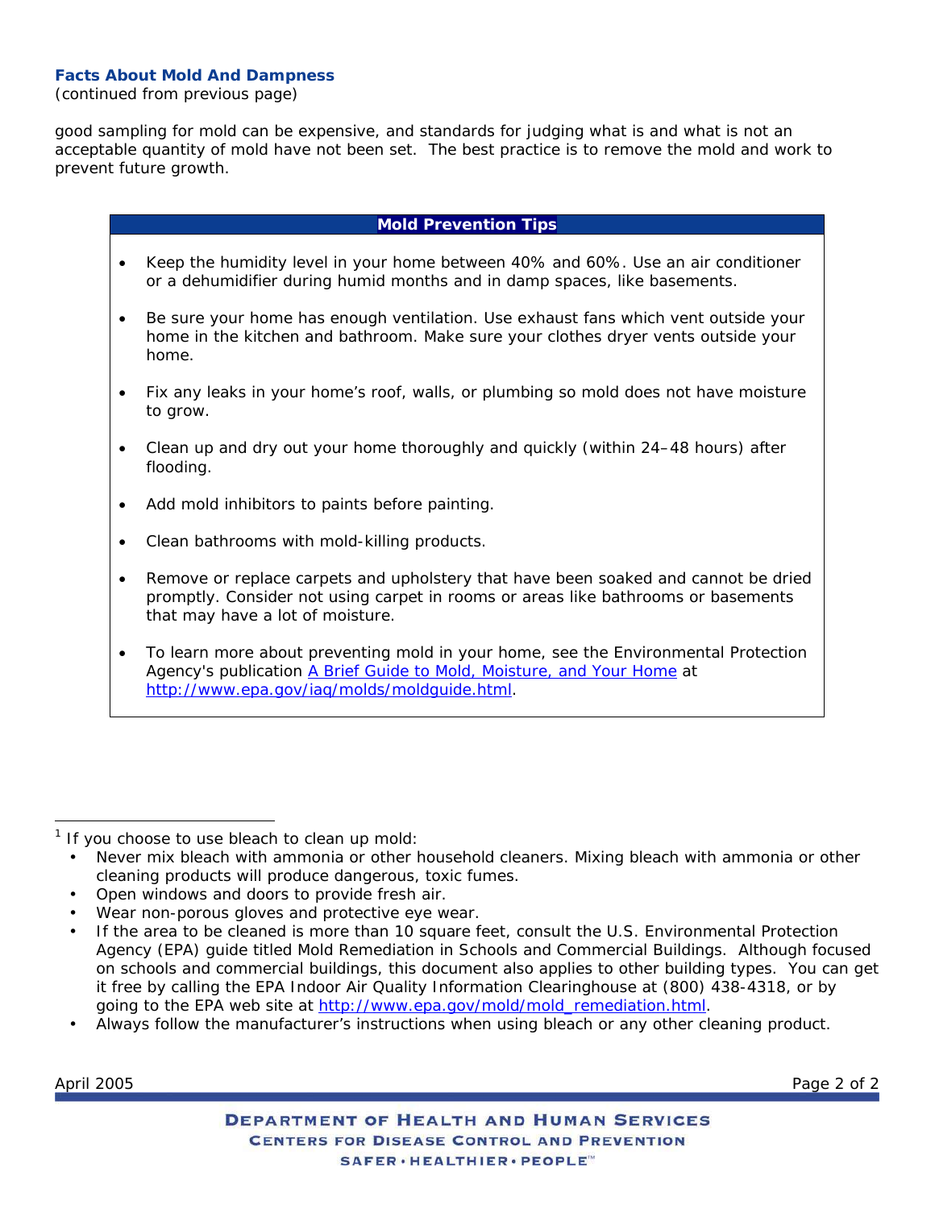**Facts About Mold And Dampness**
(continued from previous page)

good sampling for mold can be expensive, and standards for judging what is and what is not an acceptable quantity of mold have not been set. The best practice is to remove the mold and work to prevent future growth.

### Mold Prevention Tips

- Keep the humidity level in your home between 40% and 60%. Use an air conditioner or a dehumidifier during humid months and in damp spaces, like basements.
- Be sure your home has enough ventilation. Use exhaust fans which vent outside your home in the kitchen and bathroom. Make sure your clothes dryer vents outside your home.
- Fix any leaks in your home's roof, walls, or plumbing so mold does not have moisture to grow.
- Clean up and dry out your home thoroughly and quickly (within 24–48 hours) after flooding.
- Add mold inhibitors to paints before painting.
- Clean bathrooms with mold-killing products.
- Remove or replace carpets and upholstery that have been soaked and cannot be dried promptly. Consider not using carpet in rooms or areas like bathrooms or basements that may have a lot of moisture.
- To learn more about preventing mold in your home, see the Environmental Protection Agency's publication [A Brief Guide to Mold, Moisture, and Your Home](http://www.epa.gov/iaq/molds/moldguide.html) at http://www.epa.gov/iaq/molds/moldguide.html.

---

[1] If you choose to use bleach to clean up mold:

- Never mix bleach with ammonia or other household cleaners. Mixing bleach with ammonia or other cleaning products will produce dangerous, toxic fumes.
- Open windows and doors to provide fresh air.
- Wear non-porous gloves and protective eye wear.
- If the area to be cleaned is more than 10 square feet, consult the U.S. Environmental Protection Agency (EPA) guide titled Mold Remediation in Schools and Commercial Buildings. Although focused on schools and commercial buildings, this document also applies to other building types. You can get it free by calling the EPA Indoor Air Quality Information Clearinghouse at (800) 438-4318, or by going to the EPA web site at http://www.epa.gov/mold/mold_remediation.html.
- Always follow the manufacturer's instructions when using bleach or any other cleaning product.

April 2005

DEPARTMENT OF HEALTH AND HUMAN SERVICES
CENTERS FOR DISEASE CONTROL AND PREVENTION
SAFER • HEALTHIER • PEOPLE™